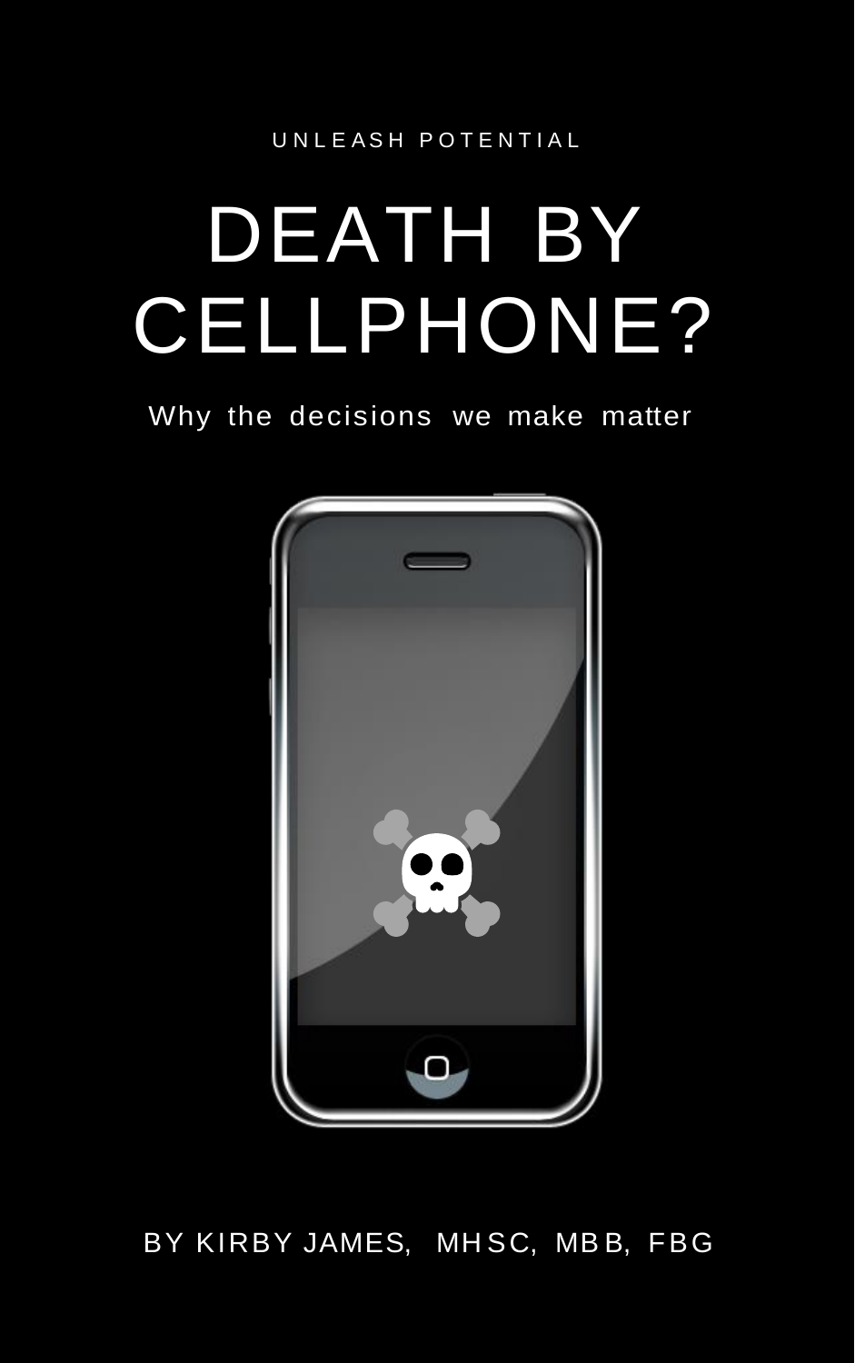UNLEASH POTENTIAL

# DEATH BY CELLPHONE?

## Why the decisions we make matter

BY KIRBY JAMES, MHSC, MBB, FBG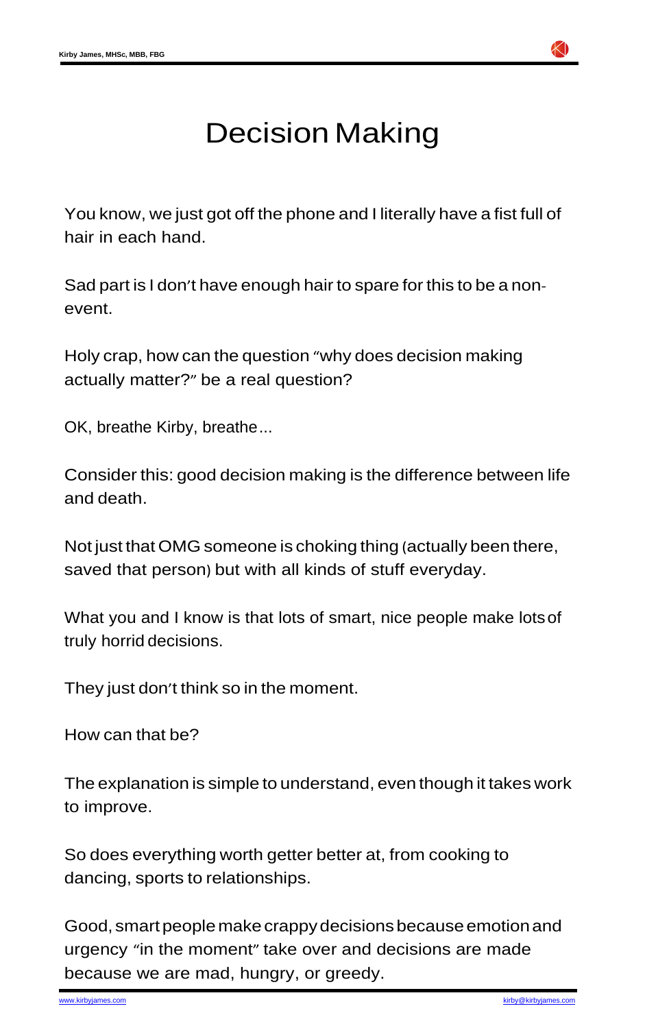# Decision Making

You know, we just got off the phone and I literally have a fist full of hair in each hand.

Sad part is I don't have enough hair to spare for this to be a non-event.

Holy crap, how can the question "why does decision making actually matter?" be a real question?

OK, breathe Kirby, breathe...

Consider this: good decision making is the difference between life and death.

Not just that OMG someone is choking thing (actually been there, saved that person) but with all kinds of stuff everyday.

What you and I know is that lots of smart, nice people make lots of truly horrid decisions.

They just don't think so in the moment.

How can that be?

The explanation is simple to understand, even though it takes work to improve.

So does everything worth getter better at, from cooking to dancing, sports to relationships.

Good, smart people make crappy decisions because emotion and urgency "in the moment" take over and decisions are made because we are mad, hungry, or greedy.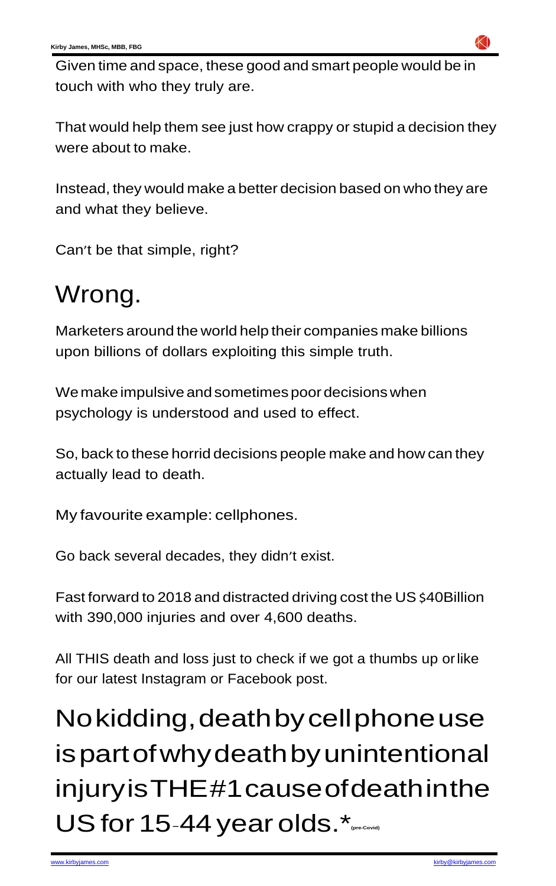Given time and space, these good and smart people would be in touch with who they truly are.

That would help them see just how crappy or stupid a decision they were about to make.

Instead, they would make a better decision based on who they are and what they believe.

Can't be that simple, right?

# Wrong.

Marketers around the world help their companies make billions upon billions of dollars exploiting this simple truth.

We make impulsive and sometimes poor decisions when psychology is understood and used to effect.

So, back to these horrid decisions people make and how can they actually lead to death.

My favourite example: cellphones.

Go back several decades, they didn't exist.

Fast forward to 2018 and distracted driving cost the US $40Billion with 390,000 injuries and over 4,600 deaths.

All THIS death and loss just to check if we got a thumbs up or like for our latest Instagram or Facebook post.

# No kidding, death by cellphone use is part of why death by unintentional injury is THE #1 cause of death in the US for 15-44 year olds.* (pre-Covid)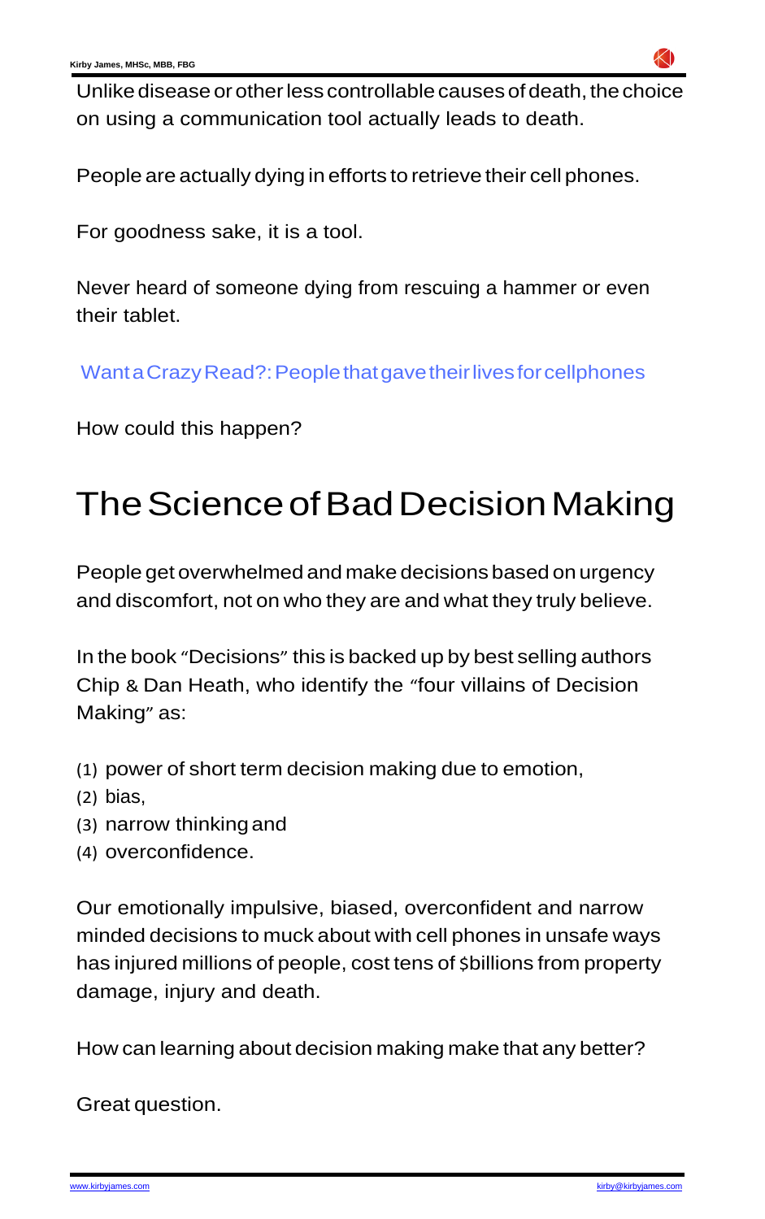Unlike disease or other less controllable causes of death, the choice on using a communication tool actually leads to death.

People are actually dying in efforts to retrieve their cell phones.

For goodness sake, it is a tool.

Never heard of someone dying from rescuing a hammer or even their tablet.

Want a Crazy Read?: People that gave their lives for cellphones

How could this happen?

# The Science of Bad Decision Making

People get overwhelmed and make decisions based on urgency and discomfort, not on who they are and what they truly believe.

In the book "Decisions" this is backed up by best selling authors Chip & Dan Heath, who identify the "four villains of Decision Making" as:

(1) power of short term decision making due to emotion,
(2) bias,
(3) narrow thinking and
(4) overconfidence.

Our emotionally impulsive, biased, overconfident and narrow minded decisions to muck about with cell phones in unsafe ways has injured millions of people, cost tens of $billions from property damage, injury and death.

How can learning about decision making make that any better?

Great question.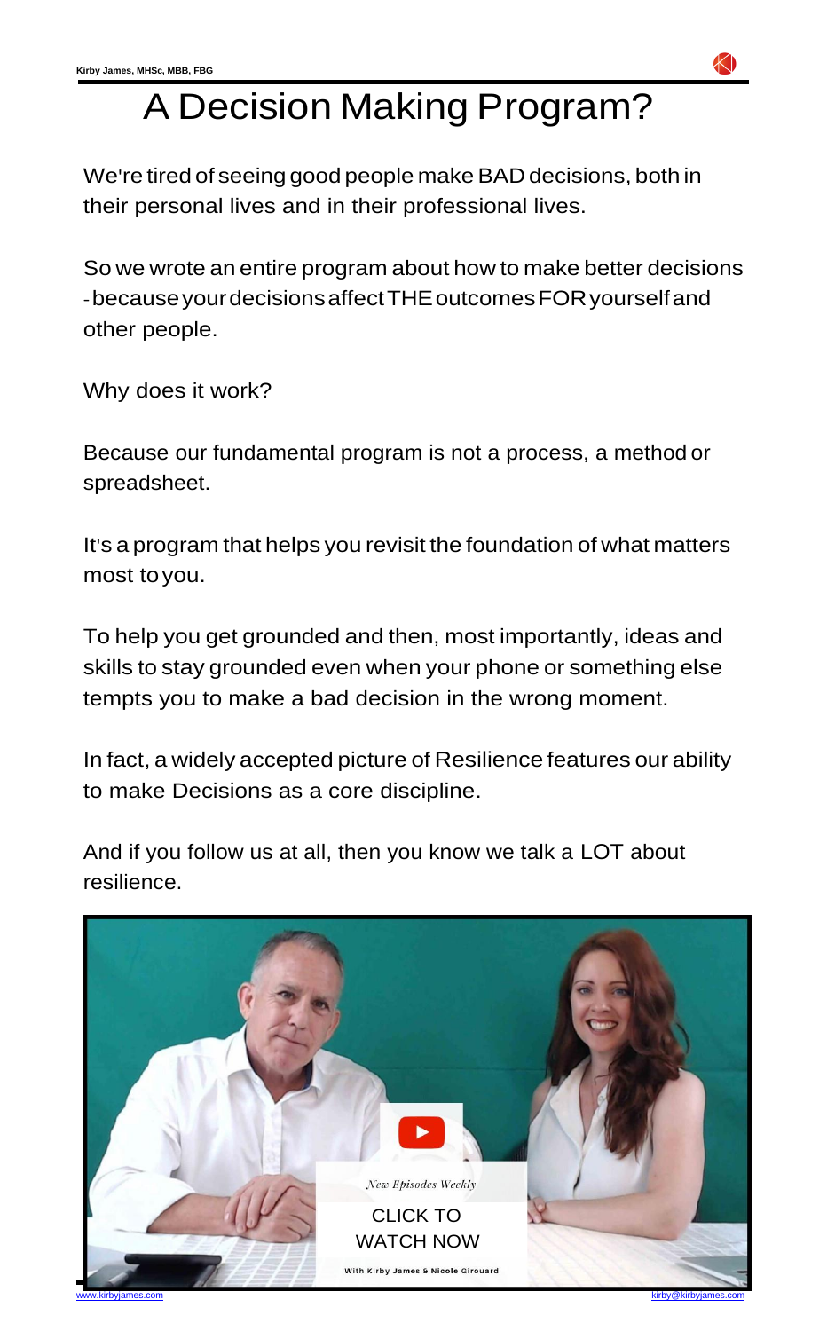# A Decision Making Program?

We're tired of seeing good people make BAD decisions, both in their personal lives and in their professional lives.

So we wrote an entire program about how to make better decisions - because your decisions affect THE outcomes FOR yourself and other people.

Why does it work?

Because our fundamental program is not a process, a method or spreadsheet.

It's a program that helps you revisit the foundation of what matters most to you.

To help you get grounded and then, most importantly, ideas and skills to stay grounded even when your phone or something else tempts you to make a bad decision in the wrong moment.

In fact, a widely accepted picture of Resilience features our ability to make Decisions as a core discipline.

And if you follow us at all, then you know we talk a LOT about resilience.

*New Episodes Weekly*

CLICK TO WATCH NOW

With Kirby James & Nicole Girouard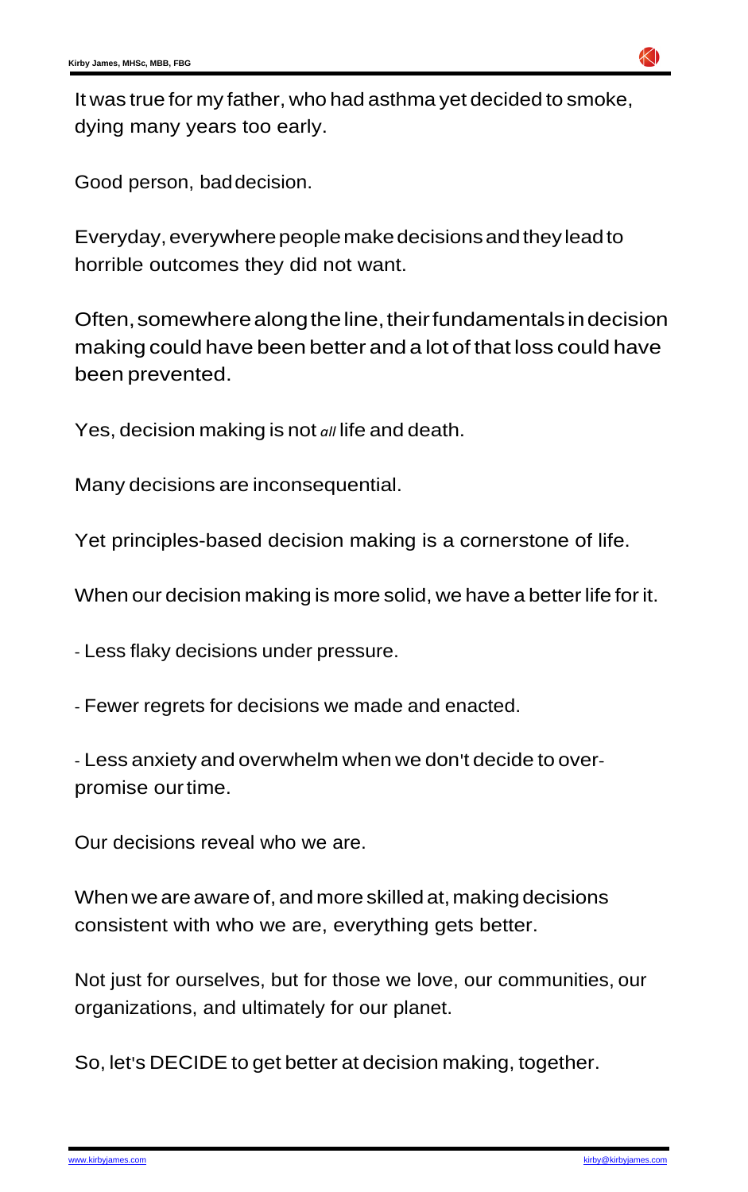It was true for my father, who had asthma yet decided to smoke, dying many years too early.

Good person, bad decision.

Everyday, everywhere people make decisions and they lead to horrible outcomes they did not want.

Often, somewhere along the line, their fundamentals in decision making could have been better and a lot of that loss could have been prevented.

Yes, decision making is not *all* life and death.

Many decisions are inconsequential.

Yet principles-based decision making is a cornerstone of life.

When our decision making is more solid, we have a better life for it.

- Less flaky decisions under pressure.

- Fewer regrets for decisions we made and enacted.

- Less anxiety and overwhelm when we don't decide to over-promise our time.

Our decisions reveal who we are.

When we are aware of, and more skilled at, making decisions consistent with who we are, everything gets better.

Not just for ourselves, but for those we love, our communities, our organizations, and ultimately for our planet.

So, let's DECIDE to get better at decision making, together.